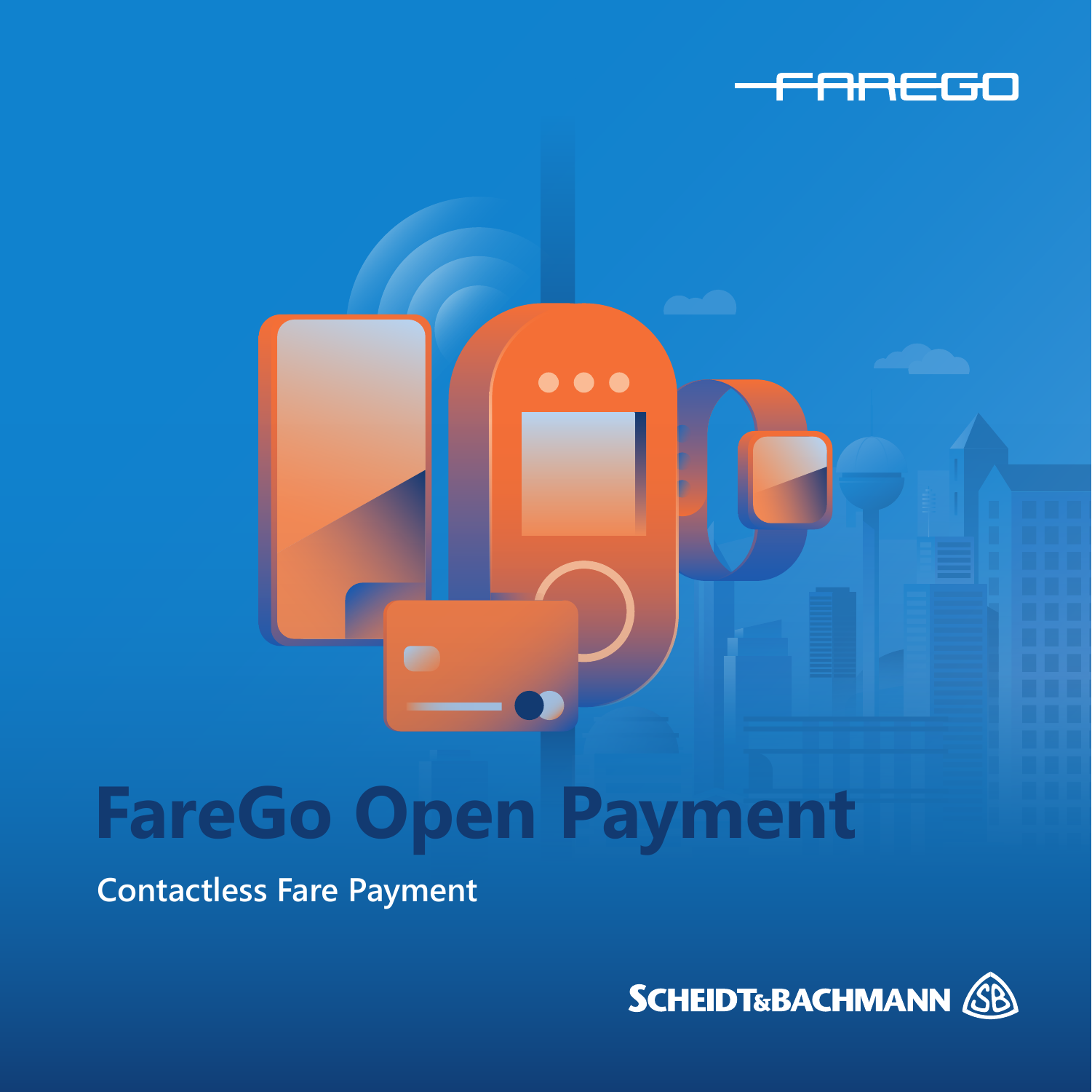FAREGO

# FareGo Open Payment

Contactless Fare Payment

SCHEIDT&BACHMANN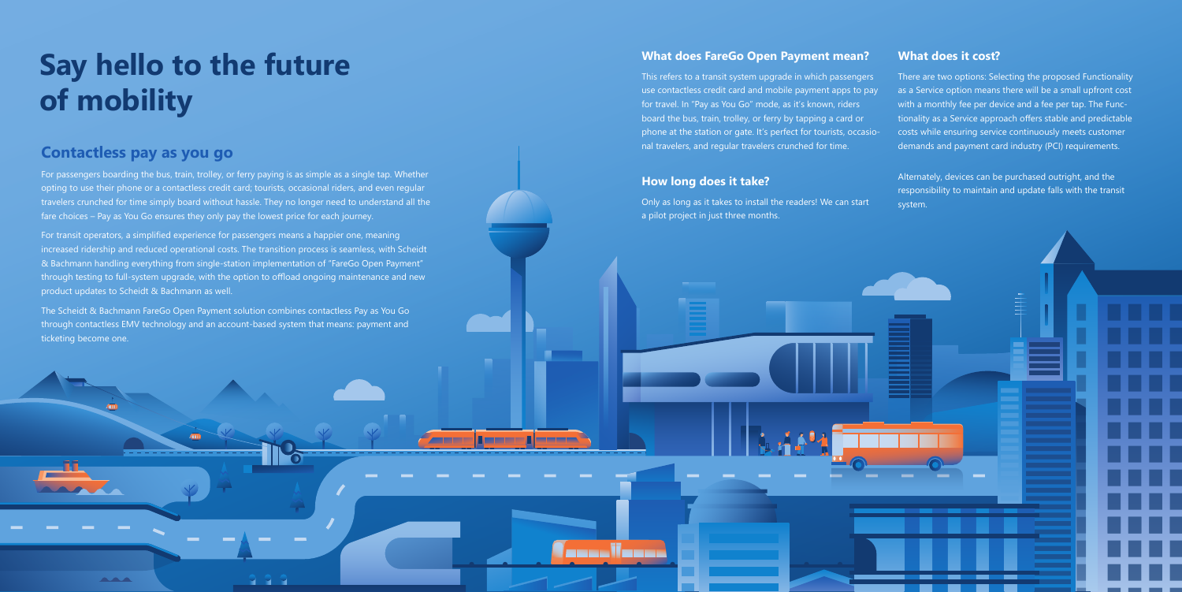# Say hello to the future of mobility

## Contactless pay as you go

For passengers boarding the bus, train, trolley, or ferry paying is as simple as a single tap. Whether opting to use their phone or a contactless credit card; tourists, occasional riders, and even regular travelers crunched for time simply board without hassle. They no longer need to understand all the fare choices – Pay as You Go ensures they only pay the lowest price for each journey.

For transit operators, a simplified experience for passengers means a happier one, meaning increased ridership and reduced operational costs. The transition process is seamless, with Scheidt & Bachmann handling everything from single-station implementation of "FareGo Open Payment" through testing to full-system upgrade, with the option to offload ongoing maintenance and new product updates to Scheidt & Bachmann as well.

The Scheidt & Bachmann FareGo Open Payment solution combines contactless Pay as You Go through contactless EMV technology and an account-based system that means: payment and ticketing become one.

### What does FareGo Open Payment mean?

This refers to a transit system upgrade in which passengers use contactless credit card and mobile payment apps to pay for travel. In "Pay as You Go" mode, as it's known, riders board the bus, train, trolley, or ferry by tapping a card or phone at the station or gate. It's perfect for tourists, occasional travelers, and regular travelers crunched for time.

### How long does it take?

Only as long as it takes to install the readers! We can start a pilot project in just three months.

### What does it cost?

There are two options: Selecting the proposed Functionality as a Service option means there will be a small upfront cost with a monthly fee per device and a fee per tap. The Functionality as a Service approach offers stable and predictable costs while ensuring service continuously meets customer demands and payment card industry (PCI) requirements.

Alternately, devices can be purchased outright, and the responsibility to maintain and update falls with the transit system.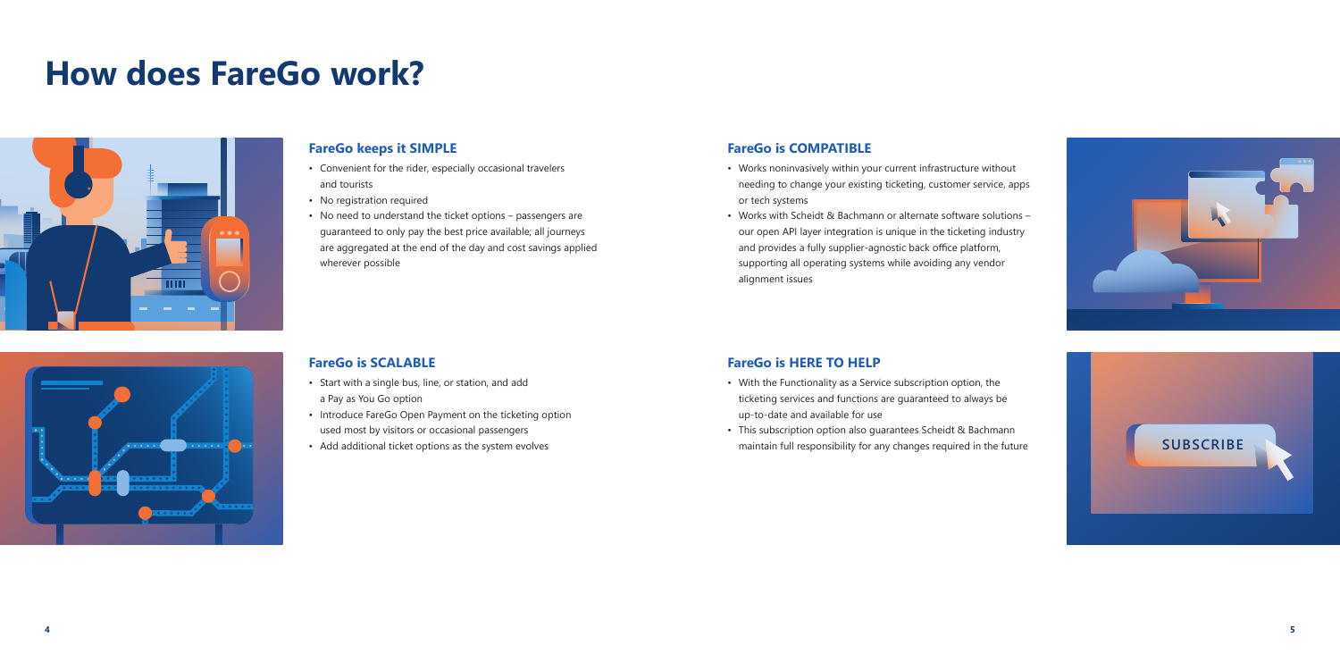# How does FareGo work?

## FareGo keeps it SIMPLE

- Convenient for the rider, especially occasional travelers and tourists
- No registration required
- No need to understand the ticket options – passengers are guaranteed to only pay the best price available; all journeys are aggregated at the end of the day and cost savings applied wherever possible

## FareGo is COMPATIBLE

- Works noninvasively within your current infrastructure without needing to change your existing ticketing, customer service, apps or tech systems
- Works with Scheidt & Bachmann or alternate software solutions – our open API layer integration is unique in the ticketing industry and provides a fully supplier-agnostic back office platform, supporting all operating systems while avoiding any vendor alignment issues

## FareGo is SCALABLE

- Start with a single bus, line, or station, and add a Pay as You Go option
- Introduce FareGo Open Payment on the ticketing option used most by visitors or occasional passengers
- Add additional ticket options as the system evolves

## FareGo is HERE TO HELP

- With the Functionality as a Service subscription option, the ticketing services and functions are guaranteed to always be up-to-date and available for use
- This subscription option also guarantees Scheidt & Bachmann maintain full responsibility for any changes required in the future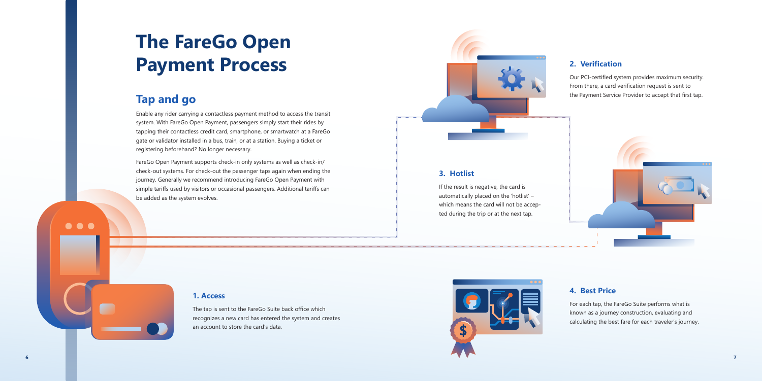# The FareGo Open Payment Process

## Tap and go

Enable any rider carrying a contactless payment method to access the transit system. With FareGo Open Payment, passengers simply start their rides by tapping their contactless credit card, smartphone, or smartwatch at a FareGo gate or validator installed in a bus, train, or at a station. Buying a ticket or registering beforehand? No longer necessary.

FareGo Open Payment supports check-in only systems as well as check-in/check-out systems. For check-out the passenger taps again when ending the journey. Generally we recommend introducing FareGo Open Payment with simple tariffs used by visitors or occasional passengers. Additional tariffs can be added as the system evolves.

### 1. Access

The tap is sent to the FareGo Suite back office which recognizes a new card has entered the system and creates an account to store the card's data.

### 2. Verification

Our PCI-certified system provides maximum security. From there, a card verification request is sent to the Payment Service Provider to accept that first tap.

### 3. Hotlist

If the result is negative, the card is automatically placed on the 'hotlist' – which means the card will not be accepted during the trip or at the next tap.

### 4. Best Price

For each tap, the FareGo Suite performs what is known as a journey construction, evaluating and calculating the best fare for each traveler's journey.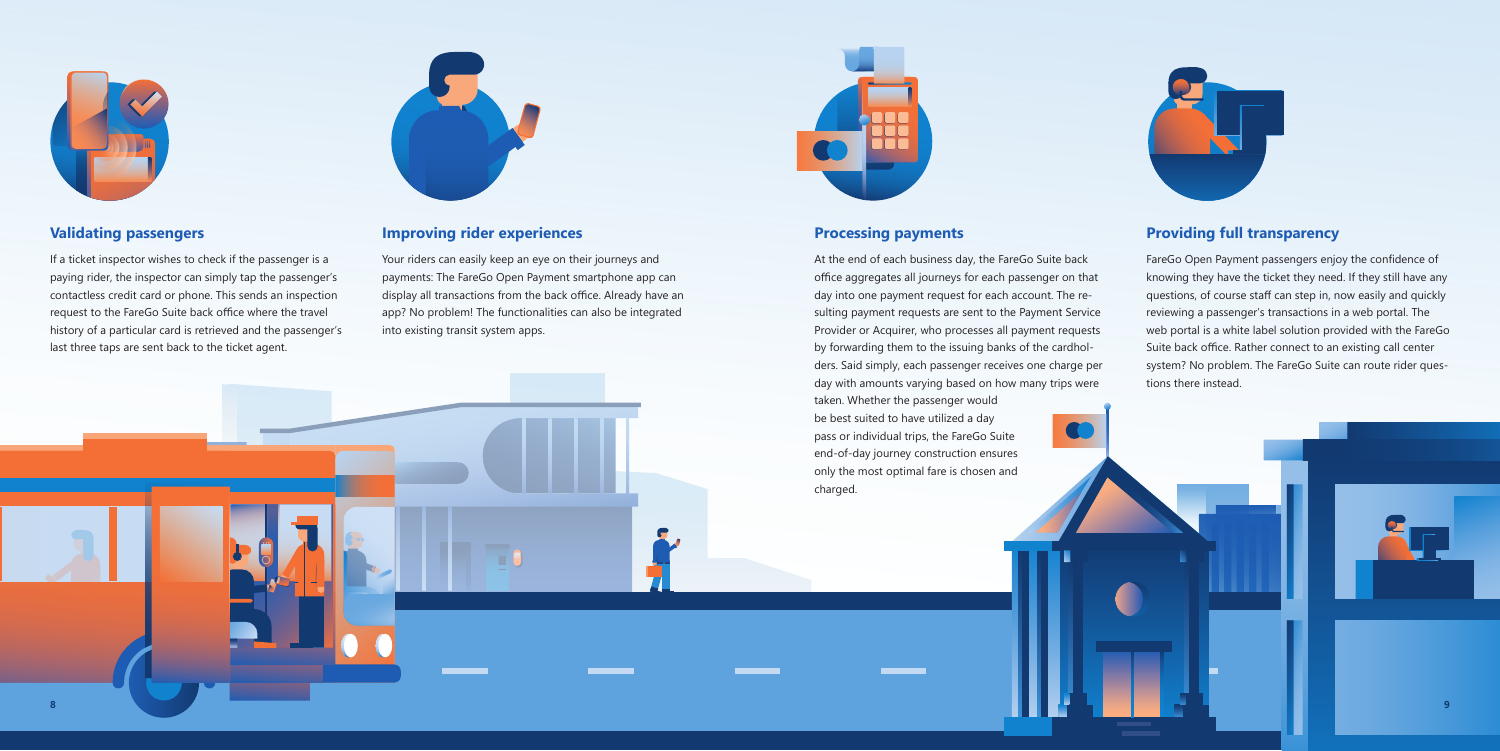## Validating passengers

If a ticket inspector wishes to check if the passenger is a paying rider, the inspector can simply tap the passenger's contactless credit card or phone. This sends an inspection request to the FareGo Suite back office where the travel history of a particular card is retrieved and the passenger's last three taps are sent back to the ticket agent.

## Improving rider experiences

Your riders can easily keep an eye on their journeys and payments: The FareGo Open Payment smartphone app can display all transactions from the back office. Already have an app? No problem! The functionalities can also be integrated into existing transit system apps.

## Processing payments

At the end of each business day, the FareGo Suite back office aggregates all journeys for each passenger on that day into one payment request for each account. The resulting payment requests are sent to the Payment Service Provider or Acquirer, who processes all payment requests by forwarding them to the issuing banks of the cardholders. Said simply, each passenger receives one charge per day with amounts varying based on how many trips were taken. Whether the passenger would be best suited to have utilized a day pass or individual trips, the FareGo Suite end-of-day journey construction ensures only the most optimal fare is chosen and charged.

## Providing full transparency

FareGo Open Payment passengers enjoy the confidence of knowing they have the ticket they need. If they still have any questions, of course staff can step in, now easily and quickly reviewing a passenger's transactions in a web portal. The web portal is a white label solution provided with the FareGo Suite back office. Rather connect to an existing call center system? No problem. The FareGo Suite can route rider questions there instead.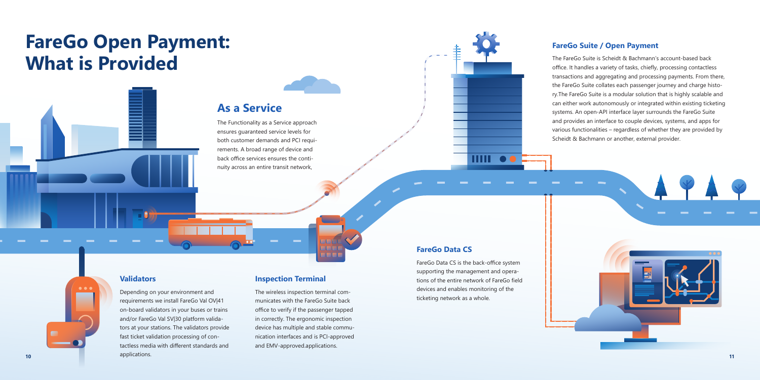# FareGo Open Payment: What is Provided

## As a Service

The Functionality as a Service approach ensures guaranteed service levels for both customer demands and PCI requirements. A broad range of device and back office services ensures the continuity across an entire transit network,

### Validators

Depending on your environment and requirements we install FareGo Val OV|41 on-board validators in your buses or trains and/or FareGo Val SV|30 platform validators at your stations. The validators provide fast ticket validation processing of contactless media with different standards and applications.

### Inspection Terminal

The wireless inspection terminal communicates with the FareGo Suite back office to verify if the passenger tapped in correctly. The ergonomic inspection device has multiple and stable communication interfaces and is PCI-approved and EMV-approved.applications.

### FareGo Suite / Open Payment

The FareGo Suite is Scheidt & Bachmann's account-based back office. It handles a variety of tasks, chiefly, processing contactless transactions and aggregating and processing payments. From there, the FareGo Suite collates each passenger journey and charge history.The FareGo Suite is a modular solution that is highly scalable and can either work autonomously or integrated within existing ticketing systems. An open-API interface layer surrounds the FareGo Suite and provides an interface to couple devices, systems, and apps for various functionalities – regardless of whether they are provided by Scheidt & Bachmann or another, external provider.

### FareGo Data CS

FareGo Data CS is the back-office system supporting the management and operations of the entire network of FareGo field devices and enables monitoring of the ticketing network as a whole.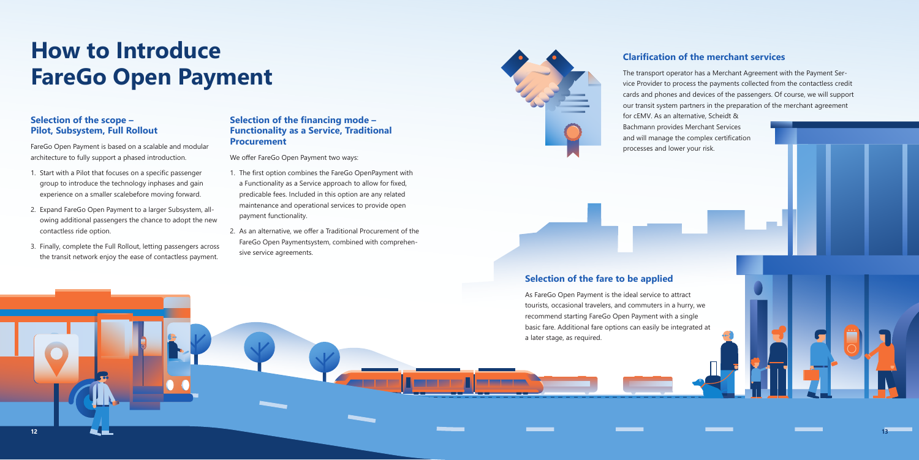# How to Introduce FareGo Open Payment

## Selection of the scope – Pilot, Subsystem, Full Rollout

FareGo Open Payment is based on a scalable and modular architecture to fully support a phased introduction.

1. Start with a Pilot that focuses on a specific passenger group to introduce the technology inphases and gain experience on a smaller scalebefore moving forward.
2. Expand FareGo Open Payment to a larger Subsystem, allowing additional passengers the chance to adopt the new contactless ride option.
3. Finally, complete the Full Rollout, letting passengers across the transit network enjoy the ease of contactless payment.

## Selection of the financing mode – Functionality as a Service, Traditional Procurement

We offer FareGo Open Payment two ways:

1. The first option combines the FareGo OpenPayment with a Functionality as a Service approach to allow for fixed, predicable fees. Included in this option are any related maintenance and operational services to provide open payment functionality.
2. As an alternative, we offer a Traditional Procurement of the FareGo Open Paymentsystem, combined with comprehensive service agreements.

## Clarification of the merchant services

The transport operator has a Merchant Agreement with the Payment Service Provider to process the payments collected from the contactless credit cards and phones and devices of the passengers. Of course, we will support our transit system partners in the preparation of the merchant agreement for cEMV. As an alternative, Scheidt & Bachmann provides Merchant Services and will manage the complex certification processes and lower your risk.

## Selection of the fare to be applied

As FareGo Open Payment is the ideal service to attract tourists, occasional travelers, and commuters in a hurry, we recommend starting FareGo Open Payment with a single basic fare. Additional fare options can easily be integrated at a later stage, as required.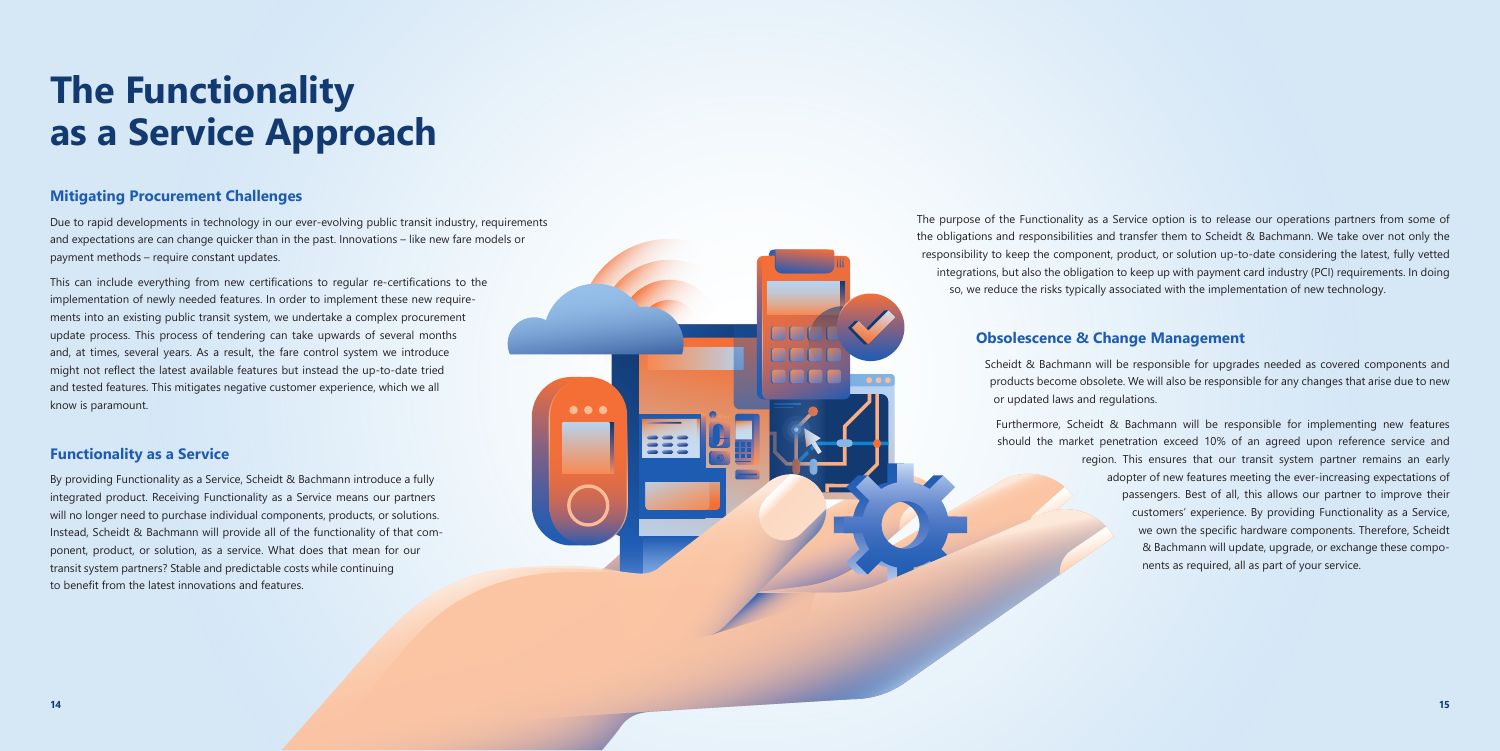# The Functionality as a Service Approach

## Mitigating Procurement Challenges

Due to rapid developments in technology in our ever-evolving public transit industry, requirements and expectations are can change quicker than in the past. Innovations – like new fare models or payment methods – require constant updates.

This can include everything from new certifications to regular re-certifications to the implementation of newly needed features. In order to implement these new requirements into an existing public transit system, we undertake a complex procurement update process. This process of tendering can take upwards of several months and, at times, several years. As a result, the fare control system we introduce might not reflect the latest available features but instead the up-to-date tried and tested features. This mitigates negative customer experience, which we all know is paramount.

## Functionality as a Service

By providing Functionality as a Service, Scheidt & Bachmann introduce a fully integrated product. Receiving Functionality as a Service means our partners will no longer need to purchase individual components, products, or solutions. Instead, Scheidt & Bachmann will provide all of the functionality of that component, product, or solution, as a service. What does that mean for our transit system partners? Stable and predictable costs while continuing to benefit from the latest innovations and features.

The purpose of the Functionality as a Service option is to release our operations partners from some of the obligations and responsibilities and transfer them to Scheidt & Bachmann. We take over not only the responsibility to keep the component, product, or solution up-to-date considering the latest, fully vetted integrations, but also the obligation to keep up with payment card industry (PCI) requirements. In doing so, we reduce the risks typically associated with the implementation of new technology.

## Obsolescence & Change Management

Scheidt & Bachmann will be responsible for upgrades needed as covered components and products become obsolete. We will also be responsible for any changes that arise due to new or updated laws and regulations.

Furthermore, Scheidt & Bachmann will be responsible for implementing new features should the market penetration exceed 10% of an agreed upon reference service and region. This ensures that our transit system partner remains an early adopter of new features meeting the ever-increasing expectations of passengers. Best of all, this allows our partner to improve their customers' experience. By providing Functionality as a Service, we own the specific hardware components. Therefore, Scheidt & Bachmann will update, upgrade, or exchange these components as required, all as part of your service.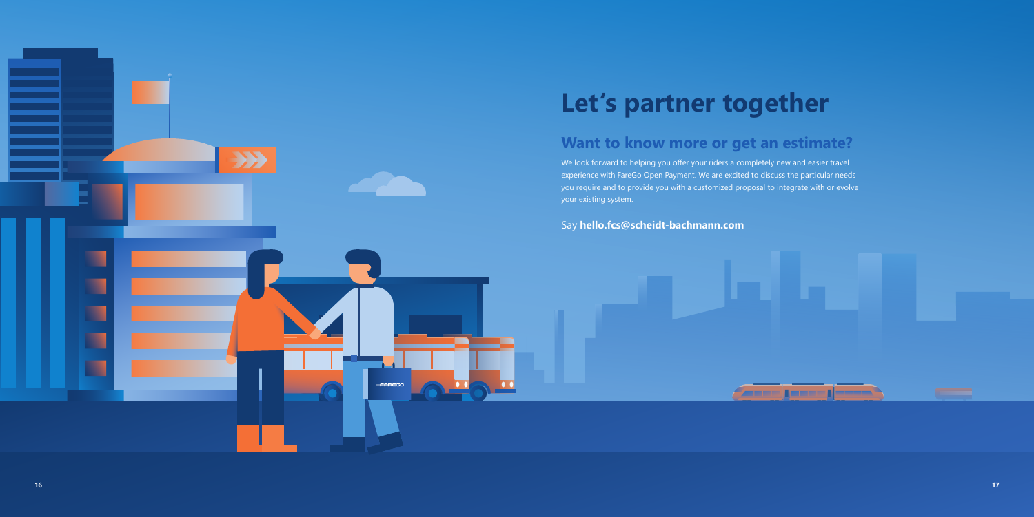# Let's partner together

## Want to know more or get an estimate?

We look forward to helping you offer your riders a completely new and easier travel experience with FareGo Open Payment. We are excited to discuss the particular needs you require and to provide you with a customized proposal to integrate with or evolve your existing system.

Say **hello.fcs@scheidt-bachmann.com**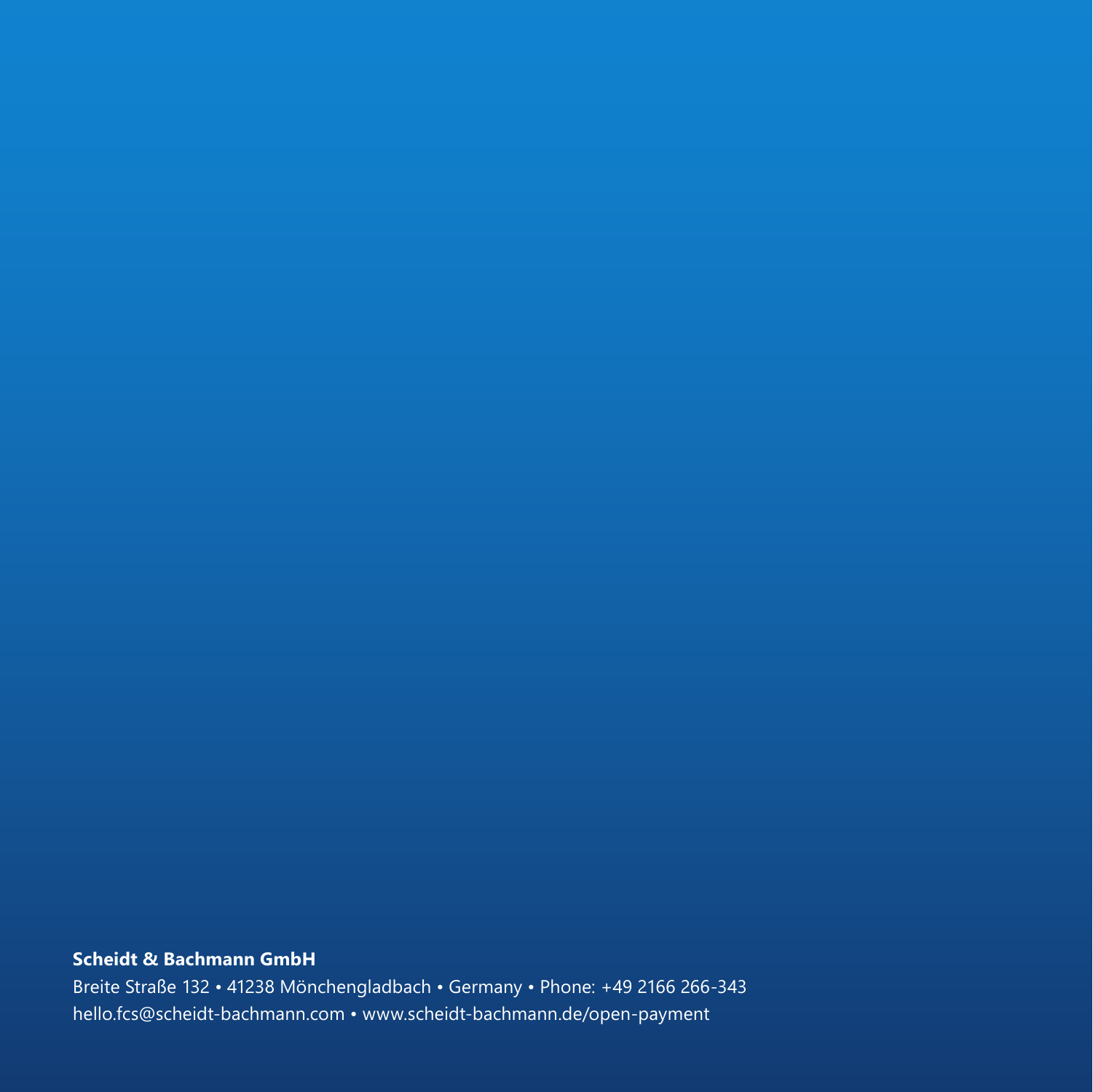**Scheidt & Bachmann GmbH**

Breite Straße 132 • 41238 Mönchengladbach • Germany • Phone: +49 2166 266-343
hello.fcs@scheidt-bachmann.com • www.scheidt-bachmann.de/open-payment